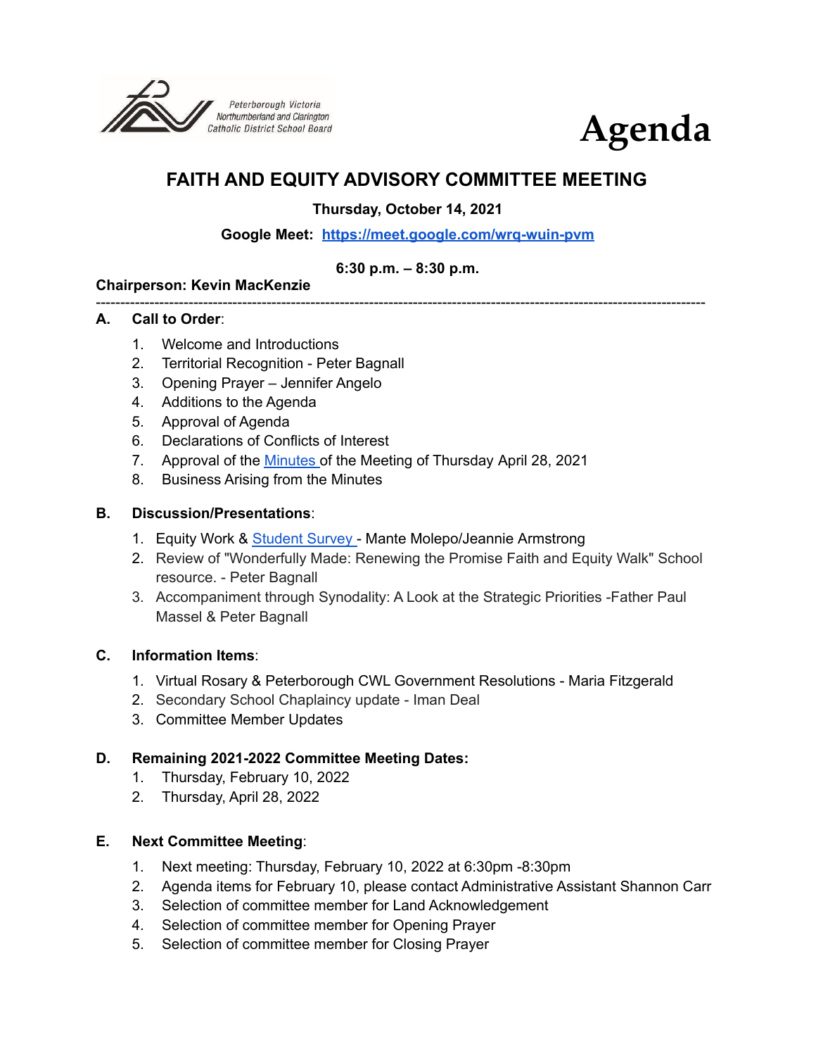Peterborough Victoria Northumberland and Clarington Catholic District School Board

# Agenda

## FAITH AND EQUITY ADVISORY COMMITTEE MEETING

**Thursday, October 14, 2021**

**Google Meet: [https://meet.google.com/wrq-wuin-pvm](https://meet.google.com/wrq-wuin-pvm)**

**6:30 p.m. – 8:30 p.m.**

**Chairperson: Kevin MacKenzie**

---

**A. Call to Order**:

1. Welcome and Introductions
2. Territorial Recognition - Peter Bagnall
3. Opening Prayer – Jennifer Angelo
4. Additions to the Agenda
5. Approval of Agenda
6. Declarations of Conflicts of Interest
7. Approval of the Minutes of the Meeting of Thursday April 28, 2021
8. Business Arising from the Minutes

**B. Discussion/Presentations**:

1. Equity Work & Student Survey - Mante Molepo/Jeannie Armstrong
2. Review of "Wonderfully Made: Renewing the Promise Faith and Equity Walk" School resource. - Peter Bagnall
3. Accompaniment through Synodality: A Look at the Strategic Priorities -Father Paul Massel & Peter Bagnall

**C. Information Items**:

1. Virtual Rosary & Peterborough CWL Government Resolutions - Maria Fitzgerald
2. Secondary School Chaplaincy update - Iman Deal
3. Committee Member Updates

**D. Remaining 2021-2022 Committee Meeting Dates:**

1. Thursday, February 10, 2022
2. Thursday, April 28, 2022

**E. Next Committee Meeting**:

1. Next meeting: Thursday, February 10, 2022 at 6:30pm -8:30pm
2. Agenda items for February 10, please contact Administrative Assistant Shannon Carr
3. Selection of committee member for Land Acknowledgement
4. Selection of committee member for Opening Prayer
5. Selection of committee member for Closing Prayer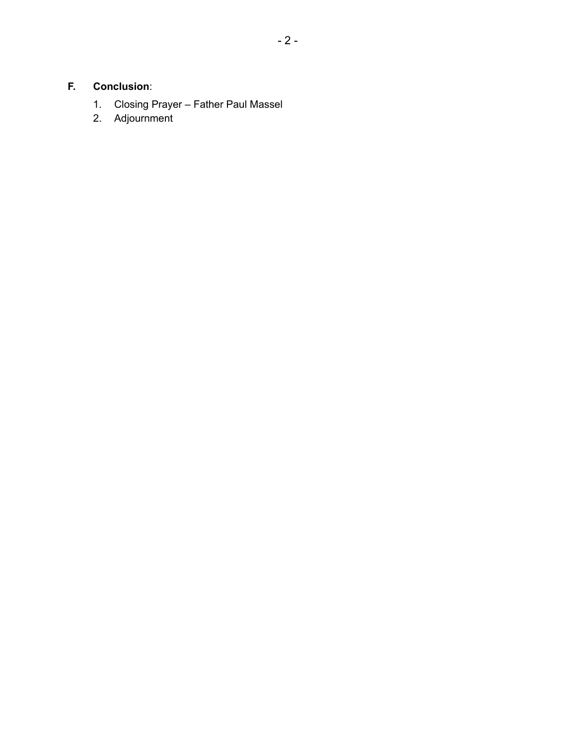**F. Conclusion**:

1. Closing Prayer – Father Paul Massel
2. Adjournment